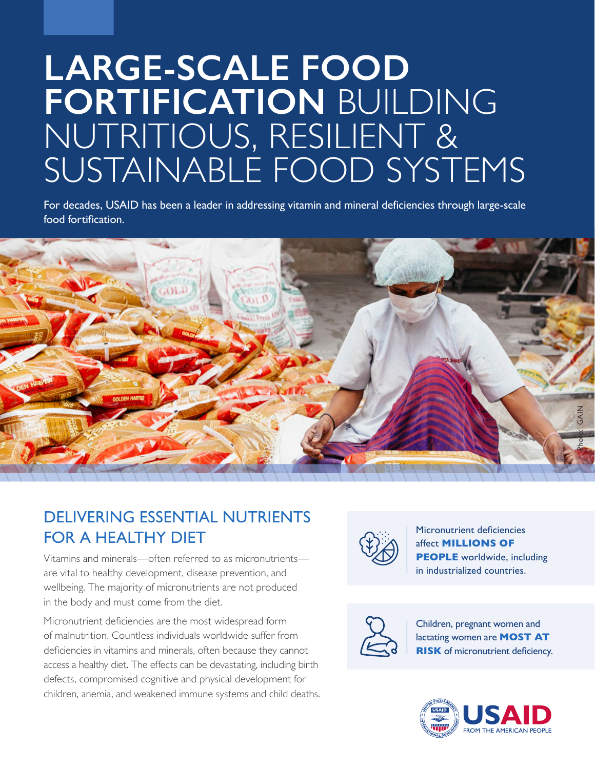# LARGE-SCALE FOOD FORTIFICATION BUILDING NUTRITIOUS, RESILIENT & SUSTAINABLE FOOD SYSTEMS

For decades, USAID has been a leader in addressing vitamin and mineral deficiencies through large-scale food fortification.

Photo: GAIN

## DELIVERING ESSENTIAL NUTRIENTS FOR A HEALTHY DIET

Vitamins and minerals—often referred to as micronutrients—are vital to healthy development, disease prevention, and wellbeing. The majority of micronutrients are not produced in the body and must come from the diet.

Micronutrient deficiencies are the most widespread form of malnutrition. Countless individuals worldwide suffer from deficiencies in vitamins and minerals, often because they cannot access a healthy diet. The effects can be devastating, including birth defects, compromised cognitive and physical development for children, anemia, and weakened immune systems and child deaths.

Micronutrient deficiencies affect **MILLIONS OF PEOPLE** worldwide, including in industrialized countries.

Children, pregnant women and lactating women are **MOST AT RISK** of micronutrient deficiency.

USAID FROM THE AMERICAN PEOPLE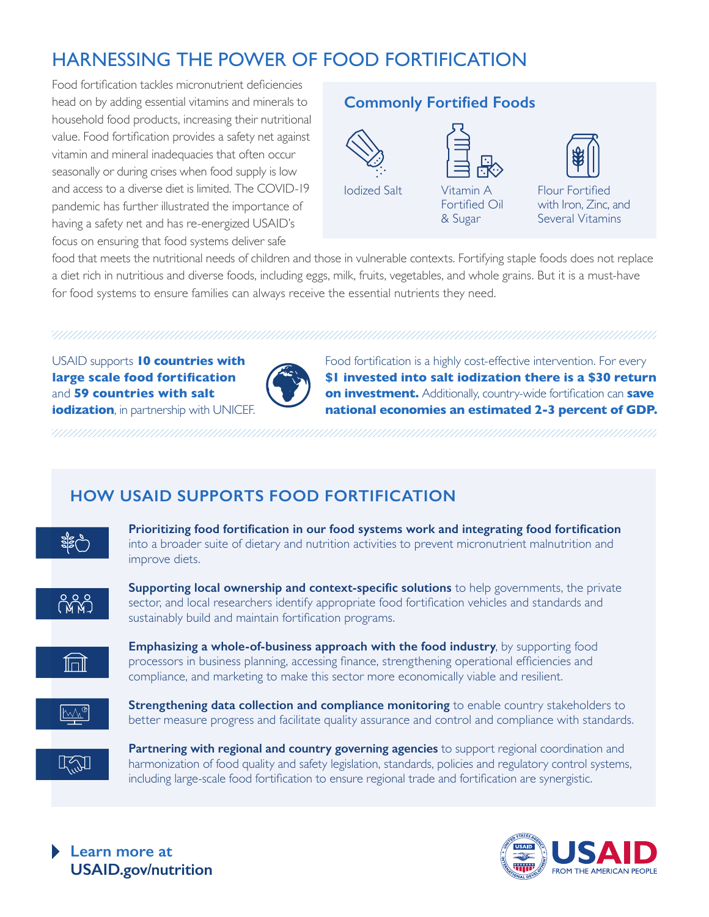# HARNESSING THE POWER OF FOOD FORTIFICATION

Food fortification tackles micronutrient deficiencies head on by adding essential vitamins and minerals to household food products, increasing their nutritional value. Food fortification provides a safety net against vitamin and mineral inadequacies that often occur seasonally or during crises when food supply is low and access to a diverse diet is limited. The COVID-19 pandemic has further illustrated the importance of having a safety net and has re-energized USAID's focus on ensuring that food systems deliver safe food that meets the nutritional needs of children and those in vulnerable contexts. Fortifying staple foods does not replace a diet rich in nutritious and diverse foods, including eggs, milk, fruits, vegetables, and whole grains. But it is a must-have for food systems to ensure families can always receive the essential nutrients they need.

## Commonly Fortified Foods

- Iodized Salt
- Vitamin A Fortified Oil & Sugar
- Flour Fortified with Iron, Zinc, and Several Vitamins

USAID supports **10 countries with large scale food fortification** and **59 countries with salt iodization**, in partnership with UNICEF.

Food fortification is a highly cost-effective intervention. For every **$1 invested into salt iodization there is a $30 return on investment.** Additionally, country-wide fortification can **save national economies an estimated 2-3 percent of GDP.**

## HOW USAID SUPPORTS FOOD FORTIFICATION

**Prioritizing food fortification in our food systems work and integrating food fortification** into a broader suite of dietary and nutrition activities to prevent micronutrient malnutrition and improve diets.

**Supporting local ownership and context-specific solutions** to help governments, the private sector, and local researchers identify appropriate food fortification vehicles and standards and sustainably build and maintain fortification programs.

**Emphasizing a whole-of-business approach with the food industry**, by supporting food processors in business planning, accessing finance, strengthening operational efficiencies and compliance, and marketing to make this sector more economically viable and resilient.

**Strengthening data collection and compliance monitoring** to enable country stakeholders to better measure progress and facilitate quality assurance and control and compliance with standards.

**Partnering with regional and country governing agencies** to support regional coordination and harmonization of food quality and safety legislation, standards, policies and regulatory control systems, including large-scale food fortification to ensure regional trade and fortification are synergistic.

**Learn more at USAID.gov/nutrition**

USAID FROM THE AMERICAN PEOPLE